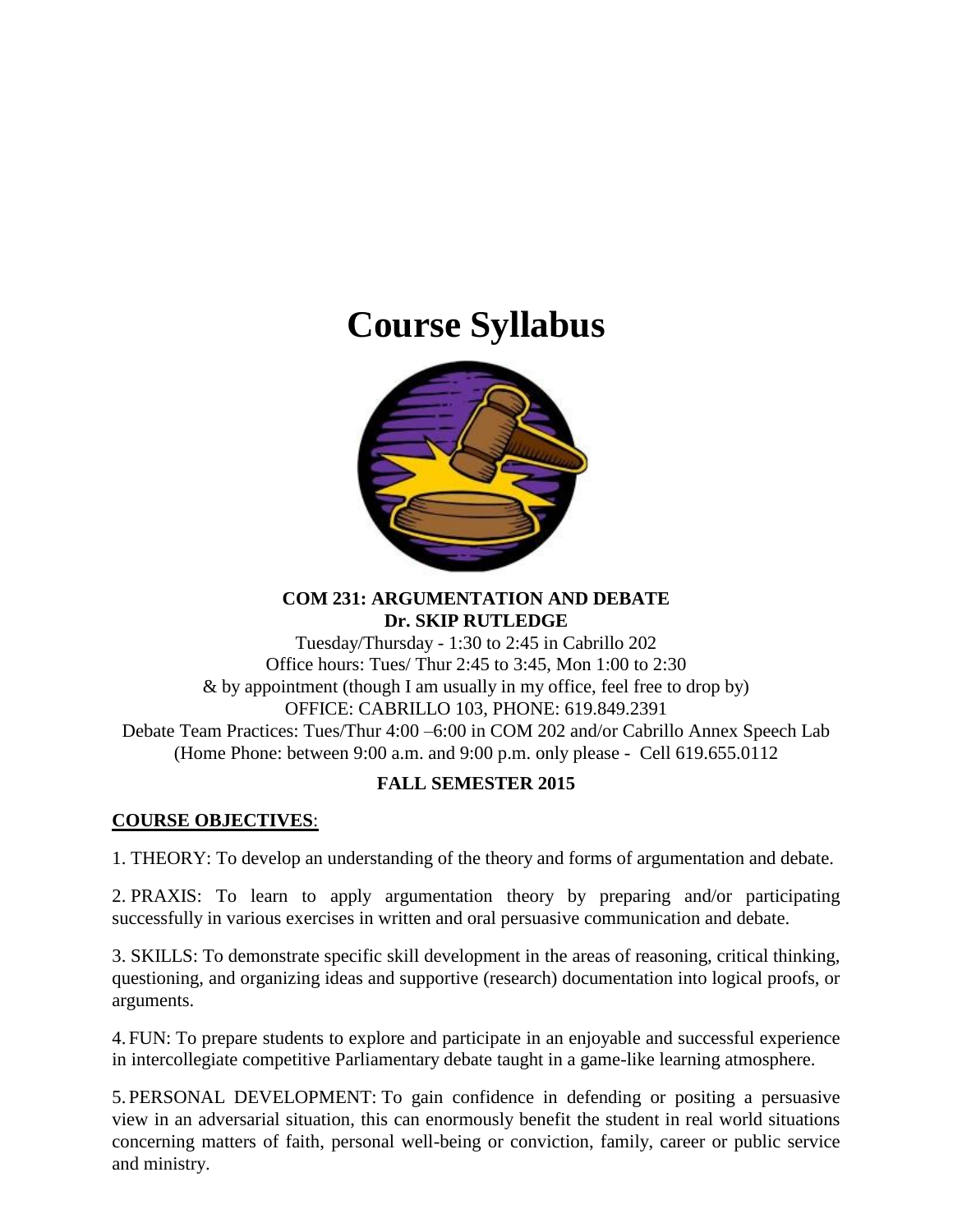# Course Syllabus

**COM 231: ARGUMENTATION AND DEBATE**
**Dr. SKIP RUTLEDGE**

Tuesday/Thursday - 1:30 to 2:45 in Cabrillo 202
Office hours: Tues/ Thur 2:45 to 3:45, Mon 1:00 to 2:30
& by appointment (though I am usually in my office, feel free to drop by)
OFFICE: CABRILLO 103, PHONE: 619.849.2391
Debate Team Practices: Tues/Thur 4:00 –6:00 in COM 202 and/or Cabrillo Annex Speech Lab
(Home Phone: between 9:00 a.m. and 9:00 p.m. only please - Cell 619.655.0112

**FALL SEMESTER 2015**

## COURSE OBJECTIVES:

1. THEORY: To develop an understanding of the theory and forms of argumentation and debate.

2. PRAXIS: To learn to apply argumentation theory by preparing and/or participating successfully in various exercises in written and oral persuasive communication and debate.

3. SKILLS: To demonstrate specific skill development in the areas of reasoning, critical thinking, questioning, and organizing ideas and supportive (research) documentation into logical proofs, or arguments.

4. FUN: To prepare students to explore and participate in an enjoyable and successful experience in intercollegiate competitive Parliamentary debate taught in a game-like learning atmosphere.

5. PERSONAL DEVELOPMENT: To gain confidence in defending or positing a persuasive view in an adversarial situation, this can enormously benefit the student in real world situations concerning matters of faith, personal well-being or conviction, family, career or public service and ministry.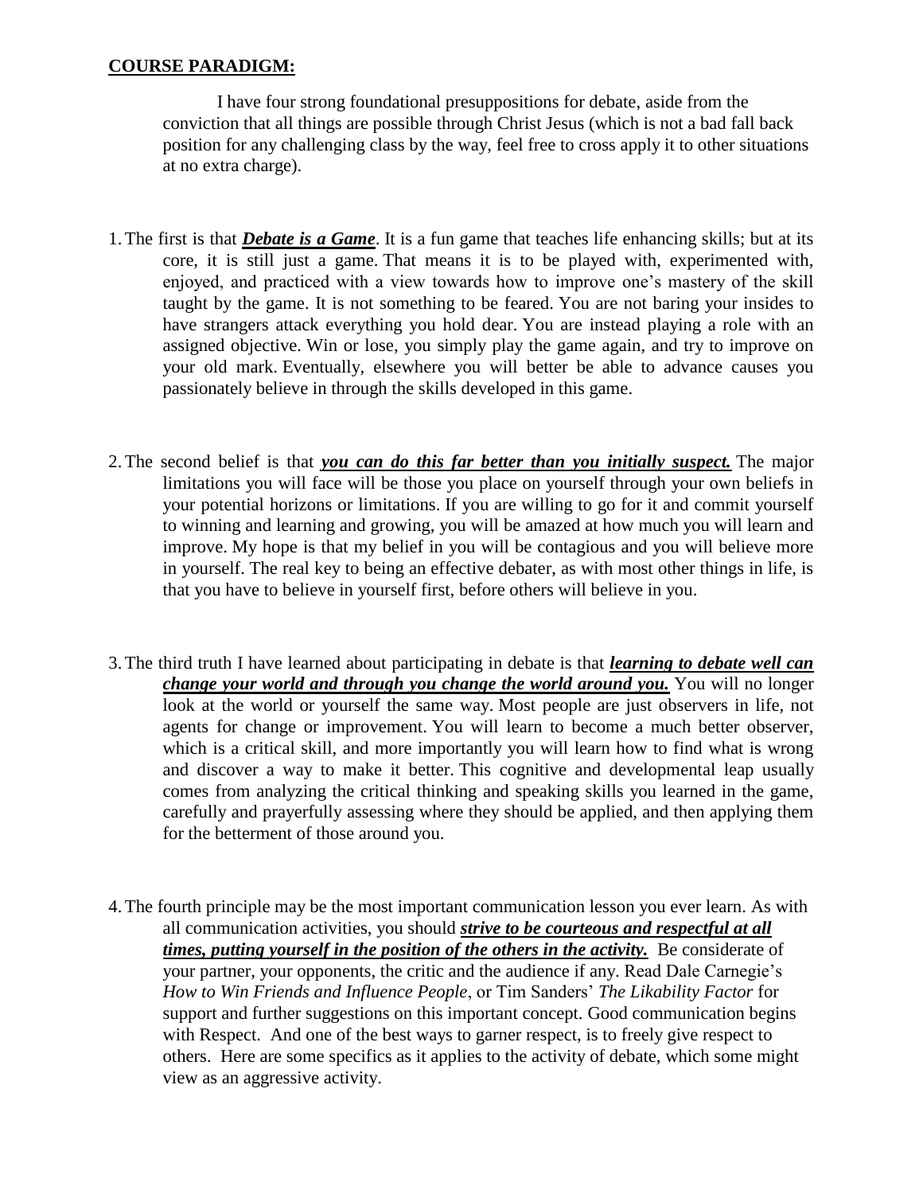**COURSE PARADIGM:**

I have four strong foundational presuppositions for debate, aside from the conviction that all things are possible through Christ Jesus (which is not a bad fall back position for any challenging class by the way, feel free to cross apply it to other situations at no extra charge).

1. The first is that ***Debate is a Game***. It is a fun game that teaches life enhancing skills; but at its core, it is still just a game. That means it is to be played with, experimented with, enjoyed, and practiced with a view towards how to improve one's mastery of the skill taught by the game. It is not something to be feared. You are not baring your insides to have strangers attack everything you hold dear. You are instead playing a role with an assigned objective. Win or lose, you simply play the game again, and try to improve on your old mark. Eventually, elsewhere you will better be able to advance causes you passionately believe in through the skills developed in this game.

2. The second belief is that ***you can do this far better than you initially suspect.*** The major limitations you will face will be those you place on yourself through your own beliefs in your potential horizons or limitations. If you are willing to go for it and commit yourself to winning and learning and growing, you will be amazed at how much you will learn and improve. My hope is that my belief in you will be contagious and you will believe more in yourself. The real key to being an effective debater, as with most other things in life, is that you have to believe in yourself first, before others will believe in you.

3. The third truth I have learned about participating in debate is that ***learning to debate well can change your world and through you change the world around you.*** You will no longer look at the world or yourself the same way. Most people are just observers in life, not agents for change or improvement. You will learn to become a much better observer, which is a critical skill, and more importantly you will learn how to find what is wrong and discover a way to make it better. This cognitive and developmental leap usually comes from analyzing the critical thinking and speaking skills you learned in the game, carefully and prayerfully assessing where they should be applied, and then applying them for the betterment of those around you.

4. The fourth principle may be the most important communication lesson you ever learn. As with all communication activities, you should ***strive to be courteous and respectful at all times, putting yourself in the position of the others in the activity.*** Be considerate of your partner, your opponents, the critic and the audience if any. Read Dale Carnegie's *How to Win Friends and Influence People*, or Tim Sanders' *The Likability Factor* for support and further suggestions on this important concept. Good communication begins with Respect. And one of the best ways to garner respect, is to freely give respect to others. Here are some specifics as it applies to the activity of debate, which some might view as an aggressive activity.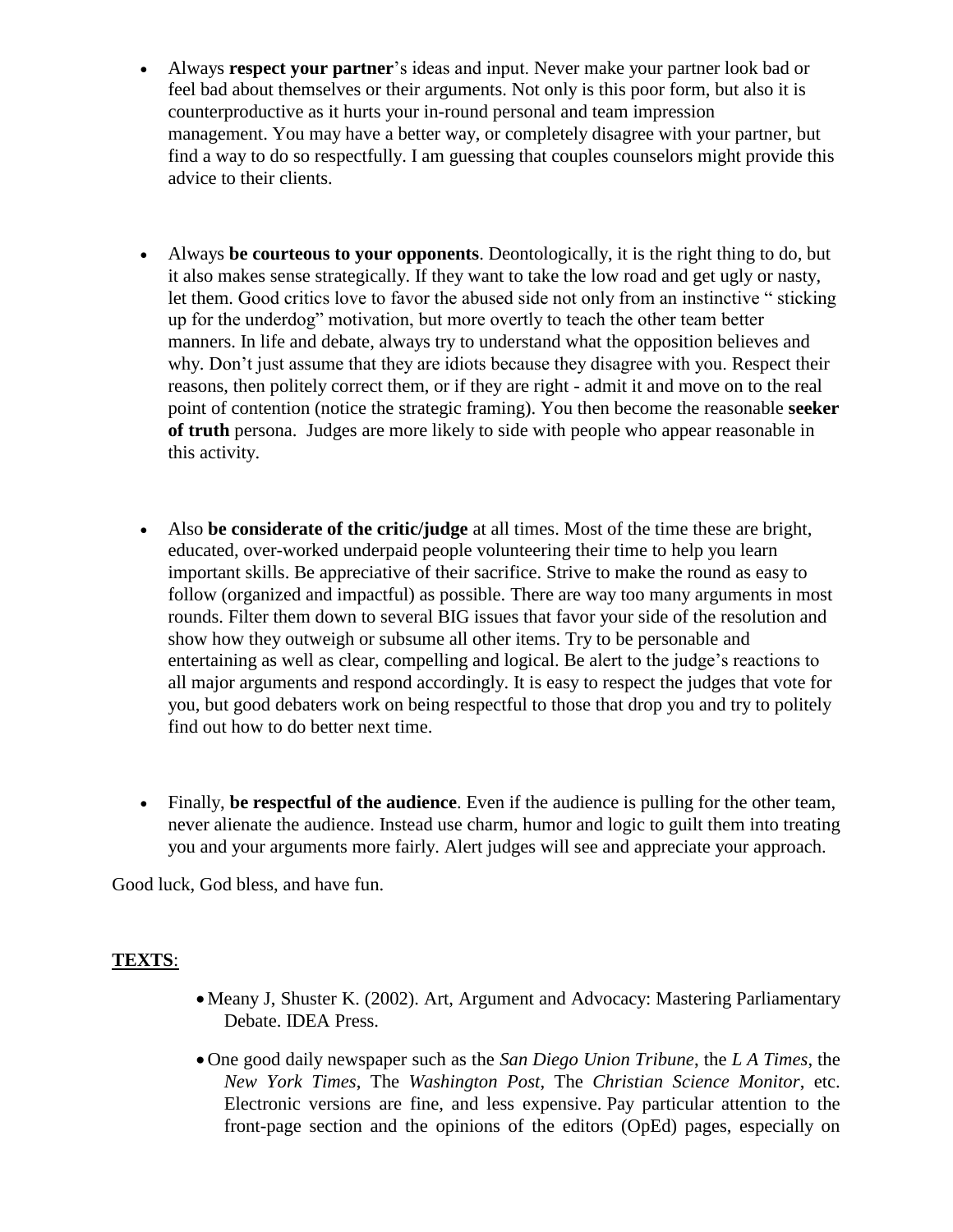- Always **respect your partner**'s ideas and input. Never make your partner look bad or feel bad about themselves or their arguments. Not only is this poor form, but also it is counterproductive as it hurts your in-round personal and team impression management. You may have a better way, or completely disagree with your partner, but find a way to do so respectfully. I am guessing that couples counselors might provide this advice to their clients.

- Always **be courteous to your opponents**. Deontologically, it is the right thing to do, but it also makes sense strategically. If they want to take the low road and get ugly or nasty, let them. Good critics love to favor the abused side not only from an instinctive " sticking up for the underdog" motivation, but more overtly to teach the other team better manners. In life and debate, always try to understand what the opposition believes and why. Don't just assume that they are idiots because they disagree with you. Respect their reasons, then politely correct them, or if they are right - admit it and move on to the real point of contention (notice the strategic framing). You then become the reasonable **seeker of truth** persona. Judges are more likely to side with people who appear reasonable in this activity.

- Also **be considerate of the critic/judge** at all times. Most of the time these are bright, educated, over-worked underpaid people volunteering their time to help you learn important skills. Be appreciative of their sacrifice. Strive to make the round as easy to follow (organized and impactful) as possible. There are way too many arguments in most rounds. Filter them down to several BIG issues that favor your side of the resolution and show how they outweigh or subsume all other items. Try to be personable and entertaining as well as clear, compelling and logical. Be alert to the judge's reactions to all major arguments and respond accordingly. It is easy to respect the judges that vote for you, but good debaters work on being respectful to those that drop you and try to politely find out how to do better next time.

- Finally, **be respectful of the audience**. Even if the audience is pulling for the other team, never alienate the audience. Instead use charm, humor and logic to guilt them into treating you and your arguments more fairly. Alert judges will see and appreciate your approach.

Good luck, God bless, and have fun.

**TEXTS**:

- Meany J, Shuster K. (2002). Art, Argument and Advocacy: Mastering Parliamentary Debate. IDEA Press.
- One good daily newspaper such as the *San Diego Union Tribune*, the *L A Times*, the *New York Times*, The *Washington Post*, The *Christian Science Monitor*, etc. Electronic versions are fine, and less expensive. Pay particular attention to the front-page section and the opinions of the editors (OpEd) pages, especially on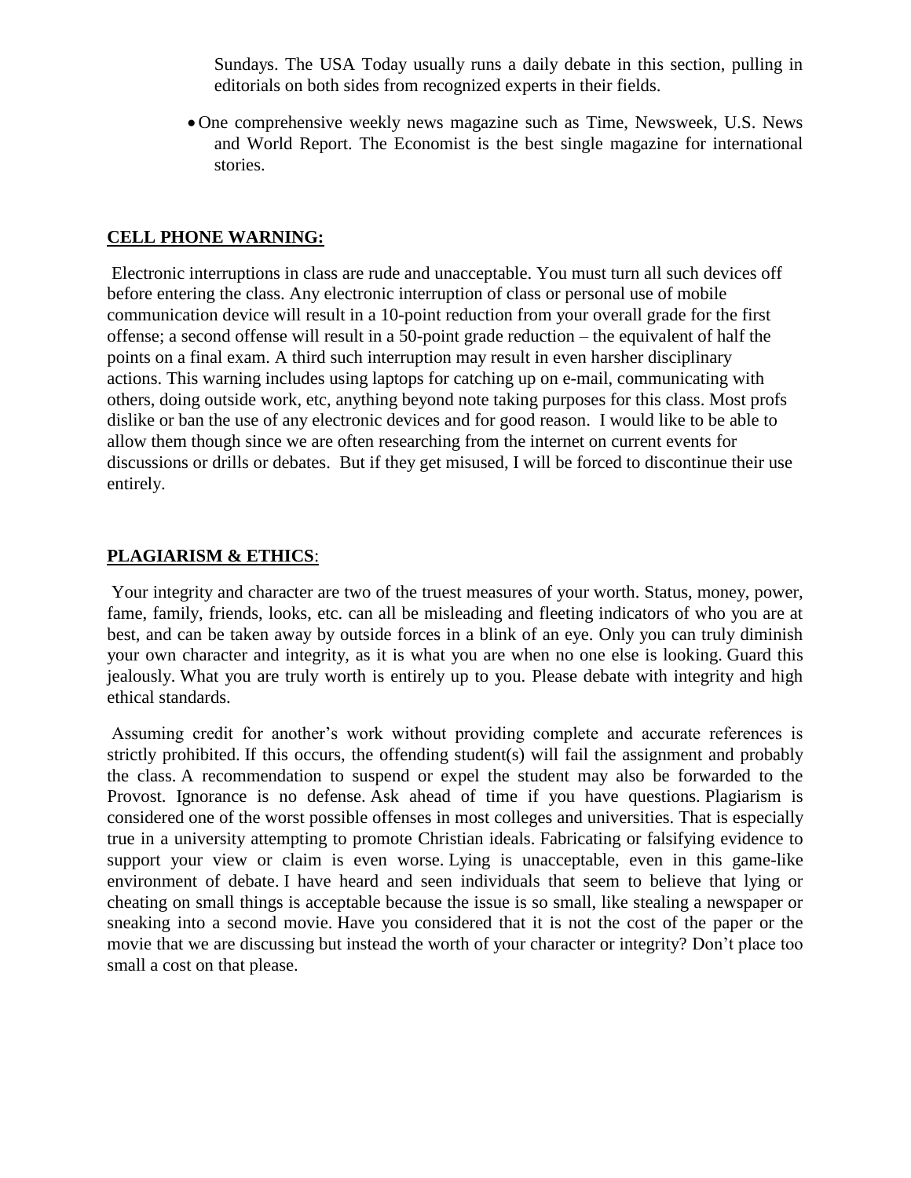Sundays. The USA Today usually runs a daily debate in this section, pulling in editorials on both sides from recognized experts in their fields.

- One comprehensive weekly news magazine such as Time, Newsweek, U.S. News and World Report. The Economist is the best single magazine for international stories.

## CELL PHONE WARNING:

Electronic interruptions in class are rude and unacceptable. You must turn all such devices off before entering the class. Any electronic interruption of class or personal use of mobile communication device will result in a 10-point reduction from your overall grade for the first offense; a second offense will result in a 50-point grade reduction – the equivalent of half the points on a final exam. A third such interruption may result in even harsher disciplinary actions. This warning includes using laptops for catching up on e-mail, communicating with others, doing outside work, etc, anything beyond note taking purposes for this class. Most profs dislike or ban the use of any electronic devices and for good reason. I would like to be able to allow them though since we are often researching from the internet on current events for discussions or drills or debates. But if they get misused, I will be forced to discontinue their use entirely.

## PLAGIARISM & ETHICS:

Your integrity and character are two of the truest measures of your worth. Status, money, power, fame, family, friends, looks, etc. can all be misleading and fleeting indicators of who you are at best, and can be taken away by outside forces in a blink of an eye. Only you can truly diminish your own character and integrity, as it is what you are when no one else is looking. Guard this jealously. What you are truly worth is entirely up to you. Please debate with integrity and high ethical standards.

Assuming credit for another's work without providing complete and accurate references is strictly prohibited. If this occurs, the offending student(s) will fail the assignment and probably the class. A recommendation to suspend or expel the student may also be forwarded to the Provost. Ignorance is no defense. Ask ahead of time if you have questions. Plagiarism is considered one of the worst possible offenses in most colleges and universities. That is especially true in a university attempting to promote Christian ideals. Fabricating or falsifying evidence to support your view or claim is even worse. Lying is unacceptable, even in this game-like environment of debate. I have heard and seen individuals that seem to believe that lying or cheating on small things is acceptable because the issue is so small, like stealing a newspaper or sneaking into a second movie. Have you considered that it is not the cost of the paper or the movie that we are discussing but instead the worth of your character or integrity? Don't place too small a cost on that please.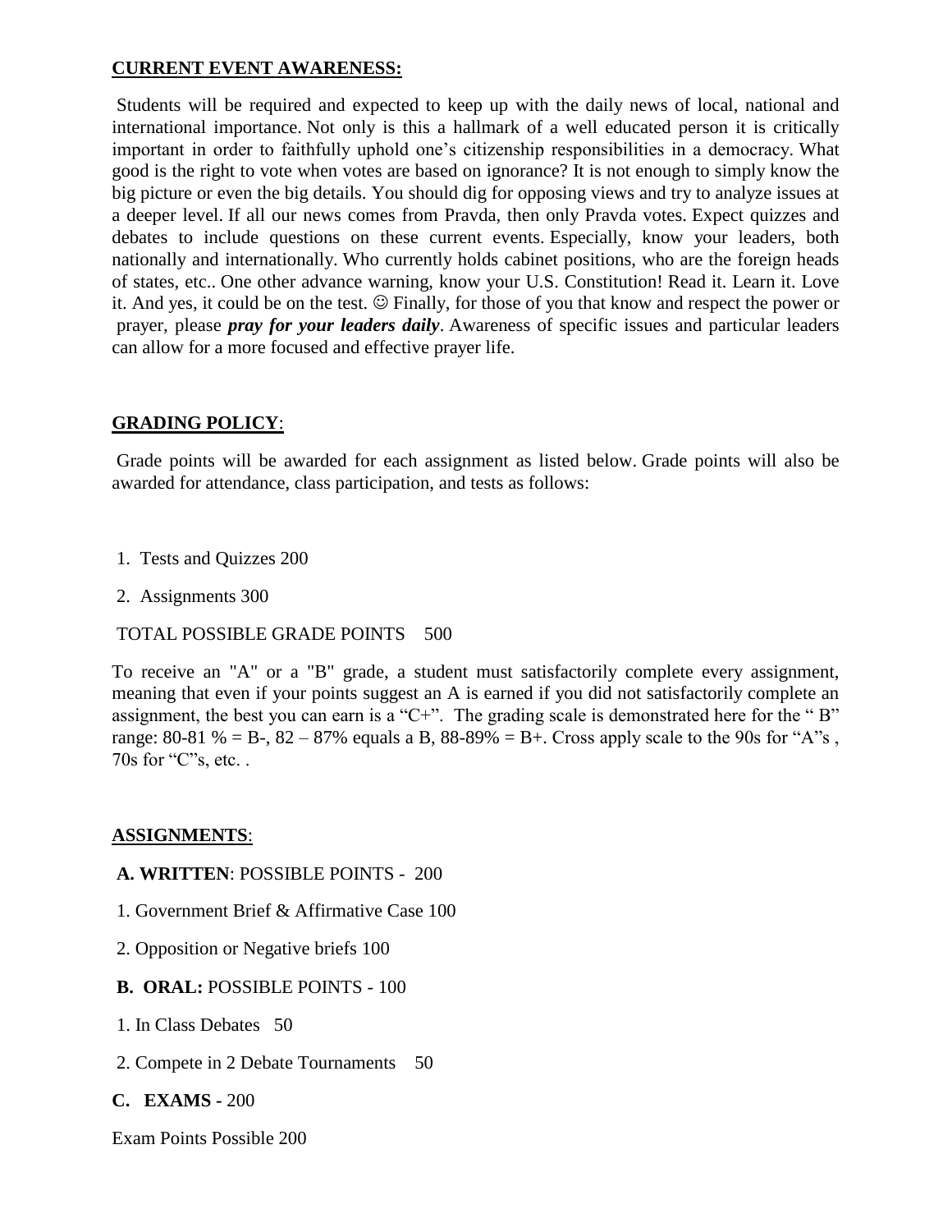**CURRENT EVENT AWARENESS:**

Students will be required and expected to keep up with the daily news of local, national and international importance. Not only is this a hallmark of a well educated person it is critically important in order to faithfully uphold one's citizenship responsibilities in a democracy. What good is the right to vote when votes are based on ignorance? It is not enough to simply know the big picture or even the big details. You should dig for opposing views and try to analyze issues at a deeper level. If all our news comes from Pravda, then only Pravda votes. Expect quizzes and debates to include questions on these current events. Especially, know your leaders, both nationally and internationally. Who currently holds cabinet positions, who are the foreign heads of states, etc.. One other advance warning, know your U.S. Constitution! Read it. Learn it. Love it. And yes, it could be on the test. ☺ Finally, for those of you that know and respect the power or prayer, please ***pray for your leaders daily***. Awareness of specific issues and particular leaders can allow for a more focused and effective prayer life.

**GRADING POLICY**:

Grade points will be awarded for each assignment as listed below. Grade points will also be awarded for attendance, class participation, and tests as follows:

1. Tests and Quizzes 200
2. Assignments 300

TOTAL POSSIBLE GRADE POINTS 500

To receive an "A" or a "B" grade, a student must satisfactorily complete every assignment, meaning that even if your points suggest an A is earned if you did not satisfactorily complete an assignment, the best you can earn is a "C+". The grading scale is demonstrated here for the " B" range: 80-81 % = B-, 82 – 87% equals a B, 88-89% = B+. Cross apply scale to the 90s for "A"s , 70s for "C"s, etc. .

**ASSIGNMENTS**:

**A. WRITTEN**: POSSIBLE POINTS - 200

1. Government Brief & Affirmative Case 100
2. Opposition or Negative briefs 100

**B. ORAL:** POSSIBLE POINTS - 100

1. In Class Debates 50
2. Compete in 2 Debate Tournaments 50

**C. EXAMS -** 200

Exam Points Possible 200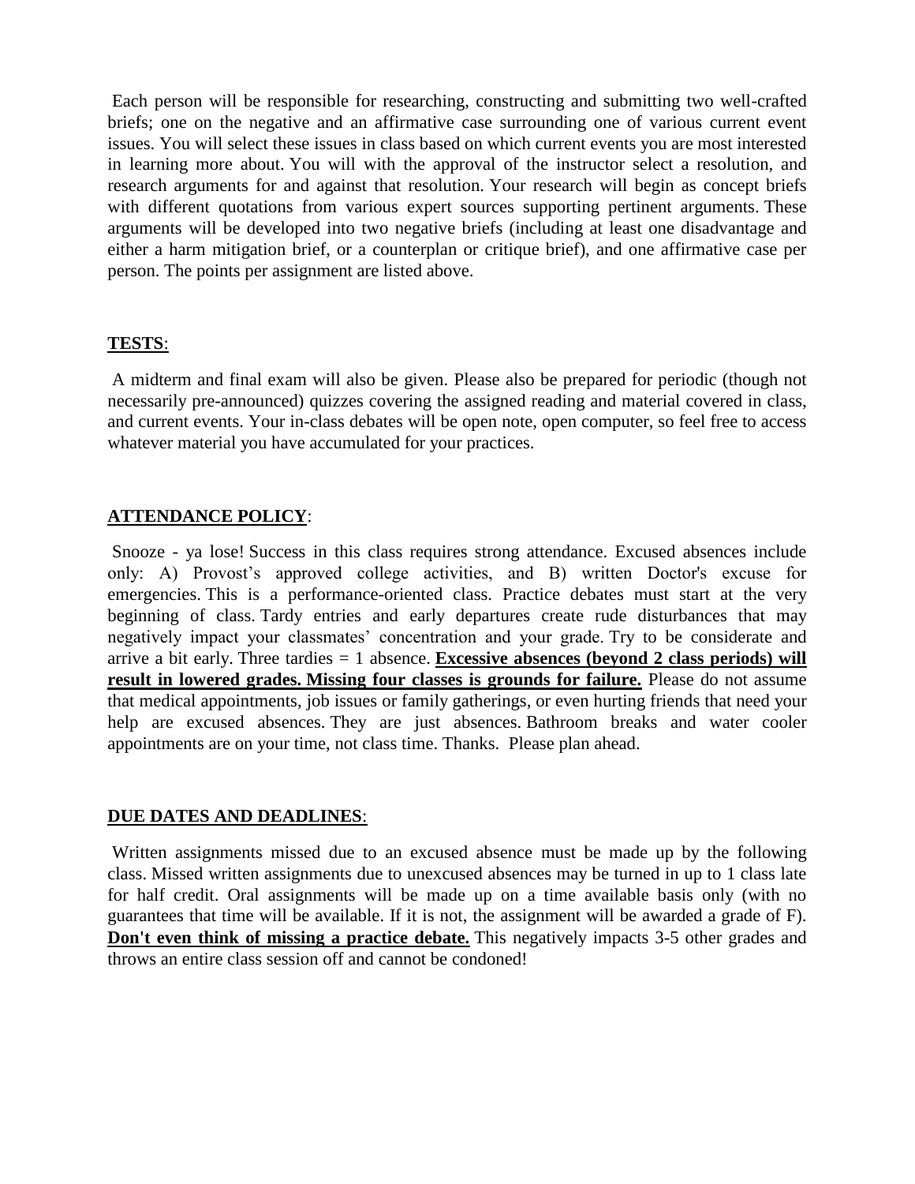Each person will be responsible for researching, constructing and submitting two well-crafted briefs; one on the negative and an affirmative case surrounding one of various current event issues. You will select these issues in class based on which current events you are most interested in learning more about. You will with the approval of the instructor select a resolution, and research arguments for and against that resolution. Your research will begin as concept briefs with different quotations from various expert sources supporting pertinent arguments. These arguments will be developed into two negative briefs (including at least one disadvantage and either a harm mitigation brief, or a counterplan or critique brief), and one affirmative case per person. The points per assignment are listed above.

**TESTS**:

A midterm and final exam will also be given. Please also be prepared for periodic (though not necessarily pre-announced) quizzes covering the assigned reading and material covered in class, and current events. Your in-class debates will be open note, open computer, so feel free to access whatever material you have accumulated for your practices.

**ATTENDANCE POLICY**:

Snooze - ya lose! Success in this class requires strong attendance. Excused absences include only: A) Provost's approved college activities, and B) written Doctor's excuse for emergencies. This is a performance-oriented class. Practice debates must start at the very beginning of class. Tardy entries and early departures create rude disturbances that may negatively impact your classmates' concentration and your grade. Try to be considerate and arrive a bit early. Three tardies = 1 absence. **Excessive absences (beyond 2 class periods) will result in lowered grades. Missing four classes is grounds for failure.** Please do not assume that medical appointments, job issues or family gatherings, or even hurting friends that need your help are excused absences. They are just absences. Bathroom breaks and water cooler appointments are on your time, not class time. Thanks. Please plan ahead.

**DUE DATES AND DEADLINES**:

Written assignments missed due to an excused absence must be made up by the following class. Missed written assignments due to unexcused absences may be turned in up to 1 class late for half credit. Oral assignments will be made up on a time available basis only (with no guarantees that time will be available. If it is not, the assignment will be awarded a grade of F). **Don't even think of missing a practice debate.** This negatively impacts 3-5 other grades and throws an entire class session off and cannot be condoned!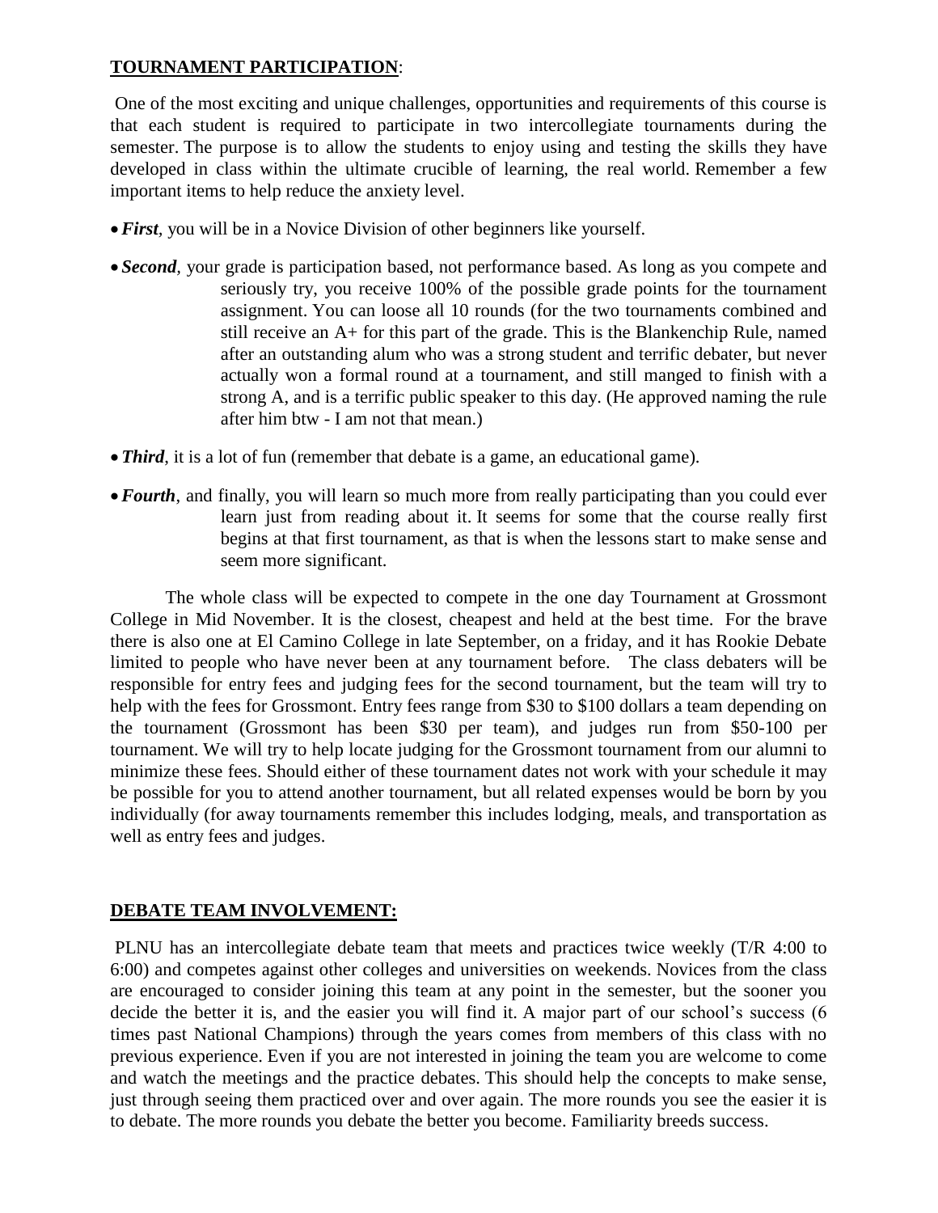**<u>TOURNAMENT PARTICIPATION</u>**:

One of the most exciting and unique challenges, opportunities and requirements of this course is that each student is required to participate in two intercollegiate tournaments during the semester. The purpose is to allow the students to enjoy using and testing the skills they have developed in class within the ultimate crucible of learning, the real world. Remember a few important items to help reduce the anxiety level.

- ***First***, you will be in a Novice Division of other beginners like yourself.
- ***Second***, your grade is participation based, not performance based. As long as you compete and seriously try, you receive 100% of the possible grade points for the tournament assignment. You can loose all 10 rounds (for the two tournaments combined and still receive an A+ for this part of the grade. This is the Blankenchip Rule, named after an outstanding alum who was a strong student and terrific debater, but never actually won a formal round at a tournament, and still manged to finish with a strong A, and is a terrific public speaker to this day. (He approved naming the rule after him btw - I am not that mean.)
- ***Third***, it is a lot of fun (remember that debate is a game, an educational game).
- ***Fourth***, and finally, you will learn so much more from really participating than you could ever learn just from reading about it. It seems for some that the course really first begins at that first tournament, as that is when the lessons start to make sense and seem more significant.

The whole class will be expected to compete in the one day Tournament at Grossmont College in Mid November. It is the closest, cheapest and held at the best time. For the brave there is also one at El Camino College in late September, on a friday, and it has Rookie Debate limited to people who have never been at any tournament before. The class debaters will be responsible for entry fees and judging fees for the second tournament, but the team will try to help with the fees for Grossmont. Entry fees range from $30 to $100 dollars a team depending on the tournament (Grossmont has been $30 per team), and judges run from $50-100 per tournament. We will try to help locate judging for the Grossmont tournament from our alumni to minimize these fees. Should either of these tournament dates not work with your schedule it may be possible for you to attend another tournament, but all related expenses would be born by you individually (for away tournaments remember this includes lodging, meals, and transportation as well as entry fees and judges.

**<u>DEBATE TEAM INVOLVEMENT:</u>**

PLNU has an intercollegiate debate team that meets and practices twice weekly (T/R 4:00 to 6:00) and competes against other colleges and universities on weekends. Novices from the class are encouraged to consider joining this team at any point in the semester, but the sooner you decide the better it is, and the easier you will find it. A major part of our school's success (6 times past National Champions) through the years comes from members of this class with no previous experience. Even if you are not interested in joining the team you are welcome to come and watch the meetings and the practice debates. This should help the concepts to make sense, just through seeing them practiced over and over again. The more rounds you see the easier it is to debate. The more rounds you debate the better you become. Familiarity breeds success.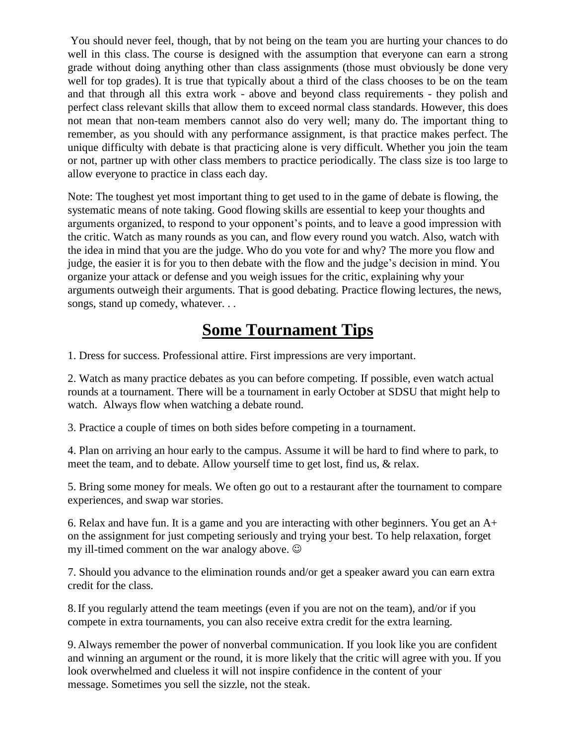You should never feel, though, that by not being on the team you are hurting your chances to do well in this class. The course is designed with the assumption that everyone can earn a strong grade without doing anything other than class assignments (those must obviously be done very well for top grades). It is true that typically about a third of the class chooses to be on the team and that through all this extra work - above and beyond class requirements - they polish and perfect class relevant skills that allow them to exceed normal class standards. However, this does not mean that non-team members cannot also do very well; many do. The important thing to remember, as you should with any performance assignment, is that practice makes perfect. The unique difficulty with debate is that practicing alone is very difficult. Whether you join the team or not, partner up with other class members to practice periodically. The class size is too large to allow everyone to practice in class each day.

Note: The toughest yet most important thing to get used to in the game of debate is flowing, the systematic means of note taking. Good flowing skills are essential to keep your thoughts and arguments organized, to respond to your opponent's points, and to leave a good impression with the critic. Watch as many rounds as you can, and flow every round you watch. Also, watch with the idea in mind that you are the judge. Who do you vote for and why? The more you flow and judge, the easier it is for you to then debate with the flow and the judge's decision in mind. You organize your attack or defense and you weigh issues for the critic, explaining why your arguments outweigh their arguments. That is good debating. Practice flowing lectures, the news, songs, stand up comedy, whatever. . .

## Some Tournament Tips

1. Dress for success. Professional attire. First impressions are very important.

2. Watch as many practice debates as you can before competing. If possible, even watch actual rounds at a tournament. There will be a tournament in early October at SDSU that might help to watch. Always flow when watching a debate round.

3. Practice a couple of times on both sides before competing in a tournament.

4. Plan on arriving an hour early to the campus. Assume it will be hard to find where to park, to meet the team, and to debate. Allow yourself time to get lost, find us, & relax.

5. Bring some money for meals. We often go out to a restaurant after the tournament to compare experiences, and swap war stories.

6. Relax and have fun. It is a game and you are interacting with other beginners. You get an A+ on the assignment for just competing seriously and trying your best. To help relaxation, forget my ill-timed comment on the war analogy above. ☺

7. Should you advance to the elimination rounds and/or get a speaker award you can earn extra credit for the class.

8. If you regularly attend the team meetings (even if you are not on the team), and/or if you compete in extra tournaments, you can also receive extra credit for the extra learning.

9. Always remember the power of nonverbal communication. If you look like you are confident and winning an argument or the round, it is more likely that the critic will agree with you. If you look overwhelmed and clueless it will not inspire confidence in the content of your message. Sometimes you sell the sizzle, not the steak.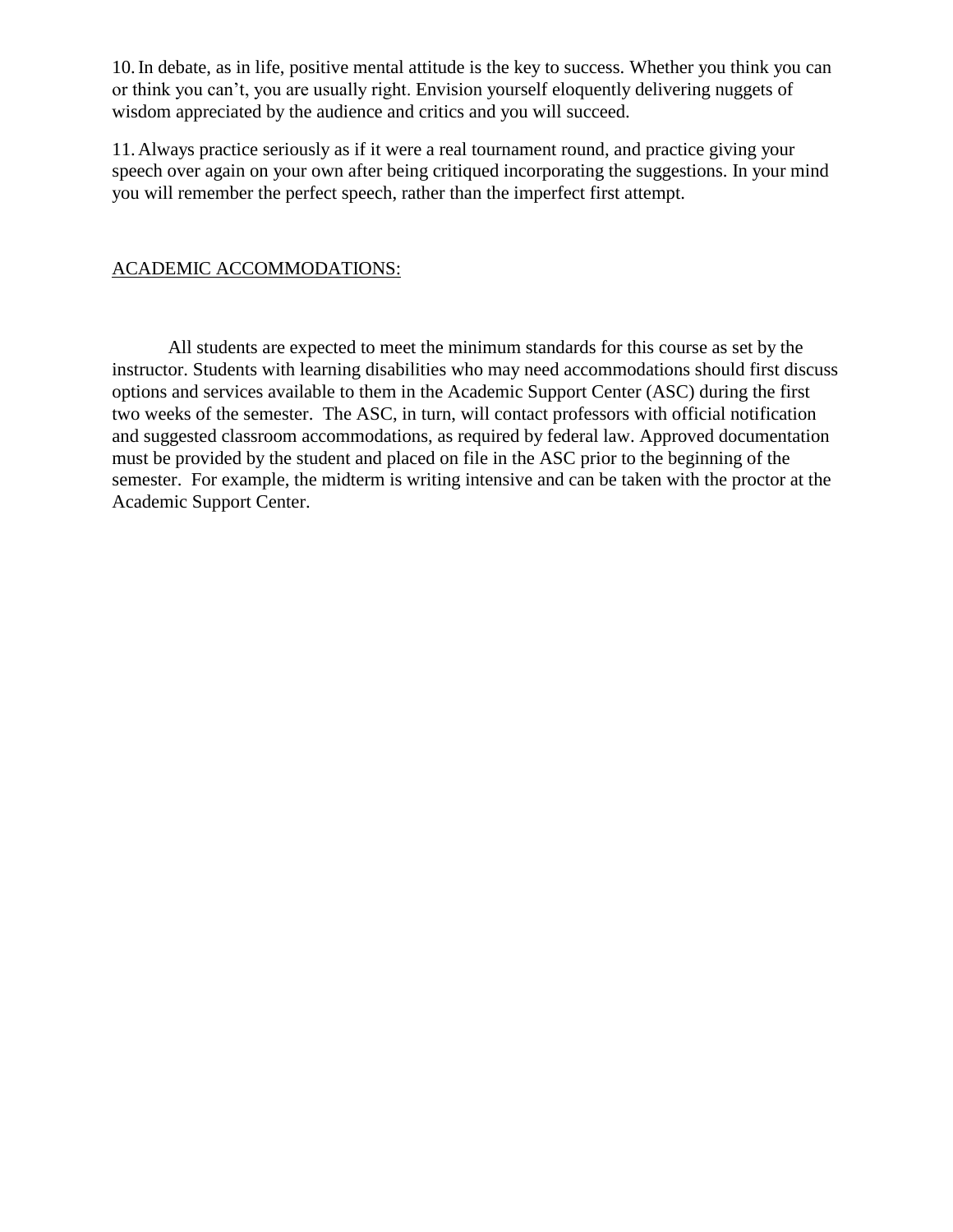10. In debate, as in life, positive mental attitude is the key to success. Whether you think you can or think you can't, you are usually right. Envision yourself eloquently delivering nuggets of wisdom appreciated by the audience and critics and you will succeed.

11. Always practice seriously as if it were a real tournament round, and practice giving your speech over again on your own after being critiqued incorporating the suggestions. In your mind you will remember the perfect speech, rather than the imperfect first attempt.

<u>ACADEMIC ACCOMMODATIONS:</u>

All students are expected to meet the minimum standards for this course as set by the instructor. Students with learning disabilities who may need accommodations should first discuss options and services available to them in the Academic Support Center (ASC) during the first two weeks of the semester. The ASC, in turn, will contact professors with official notification and suggested classroom accommodations, as required by federal law. Approved documentation must be provided by the student and placed on file in the ASC prior to the beginning of the semester. For example, the midterm is writing intensive and can be taken with the proctor at the Academic Support Center.